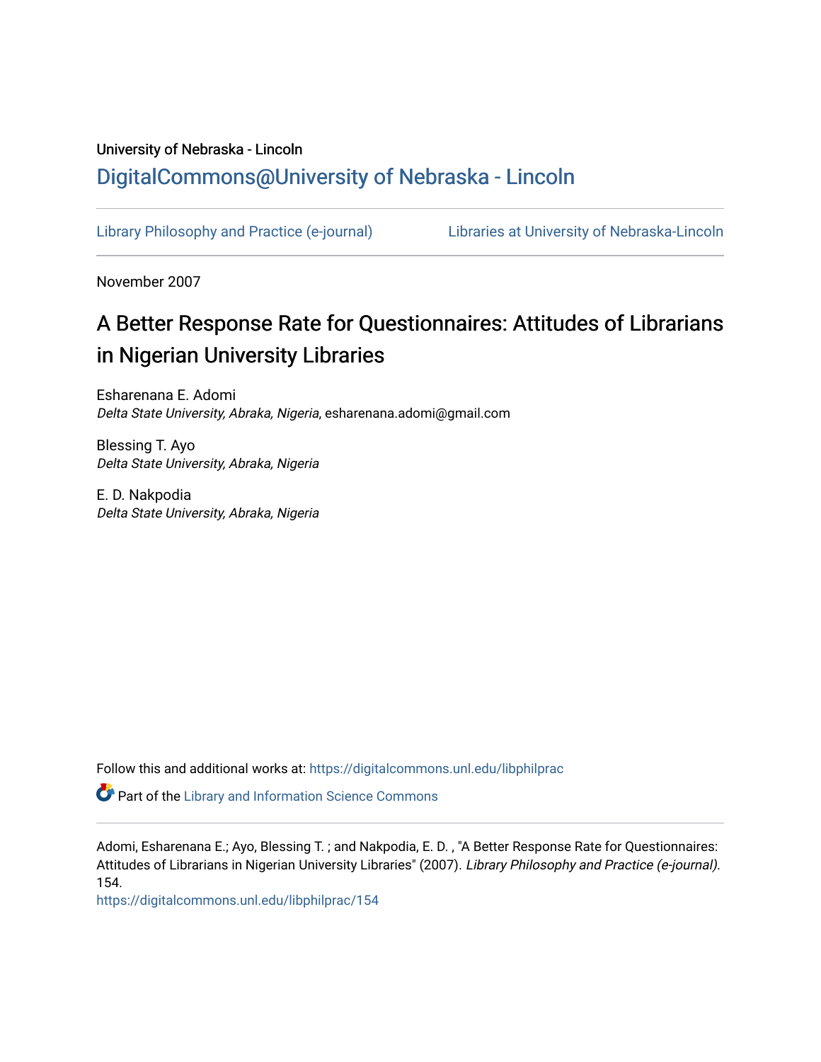University of Nebraska - Lincoln

DigitalCommons@University of Nebraska - Lincoln

Library Philosophy and Practice (e-journal) | Libraries at University of Nebraska-Lincoln

November 2007

# A Better Response Rate for Questionnaires: Attitudes of Librarians in Nigerian University Libraries

Esharenana E. Adomi
*Delta State University, Abraka, Nigeria*, esharenana.adomi@gmail.com

Blessing T. Ayo
*Delta State University, Abraka, Nigeria*

E. D. Nakpodia
*Delta State University, Abraka, Nigeria*

Follow this and additional works at: https://digitalcommons.unl.edu/libphilprac

Part of the Library and Information Science Commons

Adomi, Esharenana E.; Ayo, Blessing T. ; and Nakpodia, E. D. , "A Better Response Rate for Questionnaires: Attitudes of Librarians in Nigerian University Libraries" (2007). *Library Philosophy and Practice (e-journal)*. 154.
https://digitalcommons.unl.edu/libphilprac/154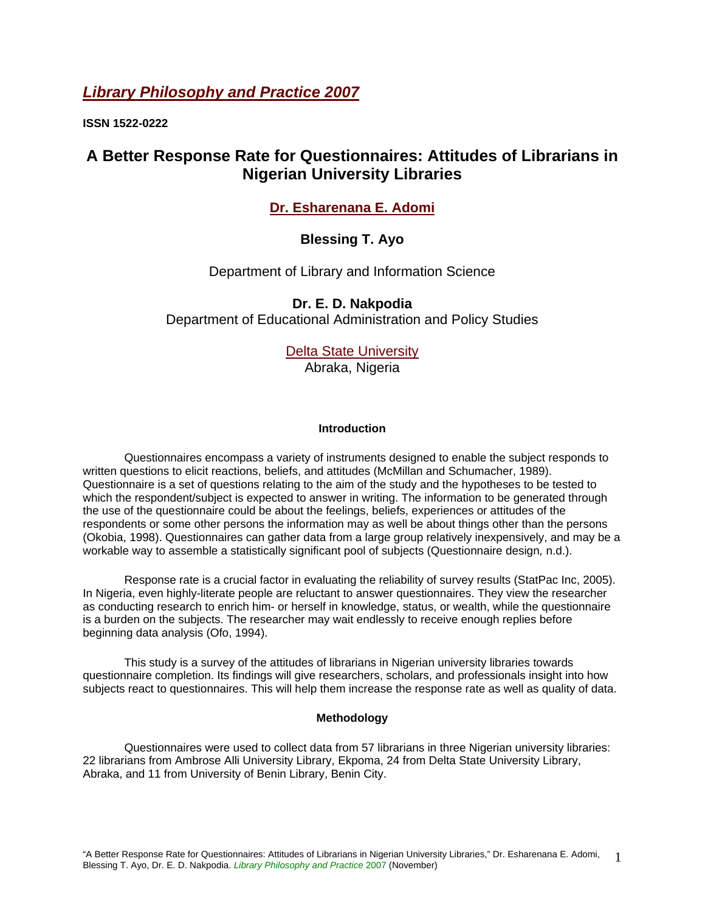# *Library Philosophy and Practice 2007*

**ISSN 1522-0222**

## A Better Response Rate for Questionnaires: Attitudes of Librarians in Nigerian University Libraries

**Dr. Esharenana E. Adomi**

**Blessing T. Ayo**

Department of Library and Information Science

**Dr. E. D. Nakpodia**

Department of Educational Administration and Policy Studies

Delta State University

Abraka, Nigeria

### Introduction

Questionnaires encompass a variety of instruments designed to enable the subject responds to written questions to elicit reactions, beliefs, and attitudes (McMillan and Schumacher, 1989). Questionnaire is a set of questions relating to the aim of the study and the hypotheses to be tested to which the respondent/subject is expected to answer in writing. The information to be generated through the use of the questionnaire could be about the feelings, beliefs, experiences or attitudes of the respondents or some other persons the information may as well be about things other than the persons (Okobia, 1998). Questionnaires can gather data from a large group relatively inexpensively, and may be a workable way to assemble a statistically significant pool of subjects (Questionnaire design*,* n.d.).

Response rate is a crucial factor in evaluating the reliability of survey results (StatPac Inc, 2005). In Nigeria, even highly-literate people are reluctant to answer questionnaires. They view the researcher as conducting research to enrich him- or herself in knowledge, status, or wealth, while the questionnaire is a burden on the subjects. The researcher may wait endlessly to receive enough replies before beginning data analysis (Ofo, 1994).

This study is a survey of the attitudes of librarians in Nigerian university libraries towards questionnaire completion. Its findings will give researchers, scholars, and professionals insight into how subjects react to questionnaires. This will help them increase the response rate as well as quality of data.

### Methodology

Questionnaires were used to collect data from 57 librarians in three Nigerian university libraries: 22 librarians from Ambrose Alli University Library, Ekpoma, 24 from Delta State University Library, Abraka, and 11 from University of Benin Library, Benin City.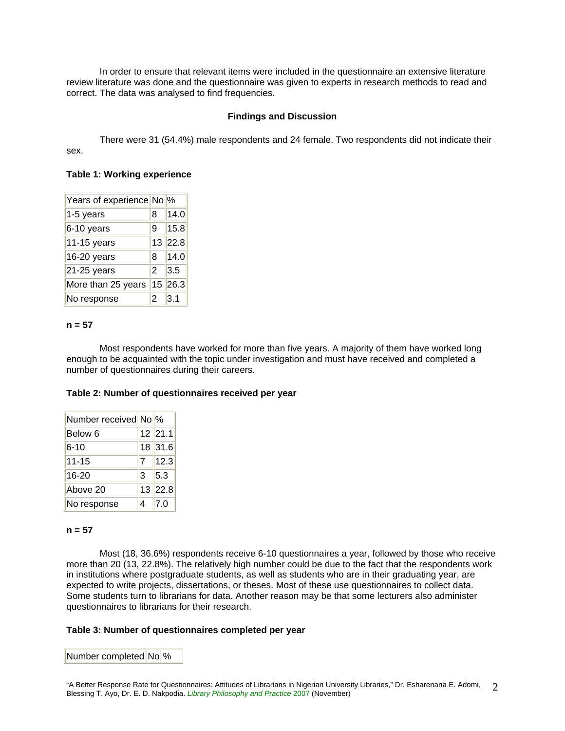In order to ensure that relevant items were included in the questionnaire an extensive literature review literature was done and the questionnaire was given to experts in research methods to read and correct. The data was analysed to find frequencies.

## Findings and Discussion

There were 31 (54.4%) male respondents and 24 female. Two respondents did not indicate their sex.

**Table 1: Working experience**

| Years of experience | No | % |
|---|---|---|
| 1-5 years | 8 | 14.0 |
| 6-10 years | 9 | 15.8 |
| 11-15 years | 13 | 22.8 |
| 16-20 years | 8 | 14.0 |
| 21-25 years | 2 | 3.5 |
| More than 25 years | 15 | 26.3 |
| No response | 2 | 3.1 |

**n = 57**

Most respondents have worked for more than five years. A majority of them have worked long enough to be acquainted with the topic under investigation and must have received and completed a number of questionnaires during their careers.

**Table 2: Number of questionnaires received per year**

| Number received | No | % |
|---|---|---|
| Below 6 | 12 | 21.1 |
| 6-10 | 18 | 31.6 |
| 11-15 | 7 | 12.3 |
| 16-20 | 3 | 5.3 |
| Above 20 | 13 | 22.8 |
| No response | 4 | 7.0 |

**n = 57**

Most (18, 36.6%) respondents receive 6-10 questionnaires a year, followed by those who receive more than 20 (13, 22.8%). The relatively high number could be due to the fact that the respondents work in institutions where postgraduate students, as well as students who are in their graduating year, are expected to write projects, dissertations, or theses. Most of these use questionnaires to collect data. Some students turn to librarians for data. Another reason may be that some lecturers also administer questionnaires to librarians for their research.

**Table 3: Number of questionnaires completed per year**

| Number completed | No | % |
|---|---|---|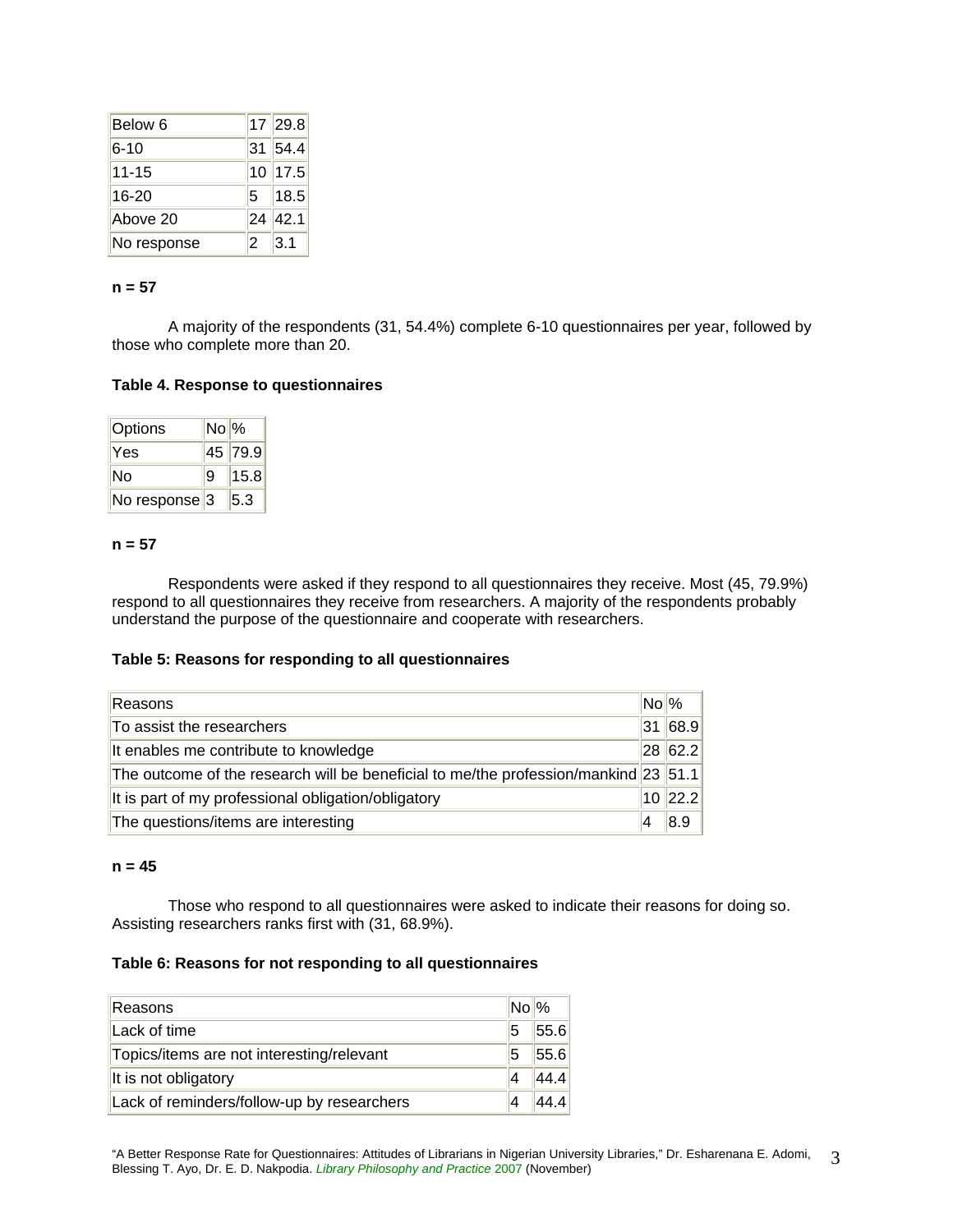| | | |
|---|---|---|
| Below 6 | 17 | 29.8 |
| 6-10 | 31 | 54.4 |
| 11-15 | 10 | 17.5 |
| 16-20 | 5 | 18.5 |
| Above 20 | 24 | 42.1 |
| No response | 2 | 3.1 |

**n = 57**

A majority of the respondents (31, 54.4%) complete 6-10 questionnaires per year, followed by those who complete more than 20.

**Table 4. Response to questionnaires**

| Options | No | % |
|---|---|---|
| Yes | 45 | 79.9 |
| No | 9 | 15.8 |
| No response | 3 | 5.3 |

**n = 57**

Respondents were asked if they respond to all questionnaires they receive. Most (45, 79.9%) respond to all questionnaires they receive from researchers. A majority of the respondents probably understand the purpose of the questionnaire and cooperate with researchers.

**Table 5: Reasons for responding to all questionnaires**

| Reasons | No | % |
|---|---|---|
| To assist the researchers | 31 | 68.9 |
| It enables me contribute to knowledge | 28 | 62.2 |
| The outcome of the research will be beneficial to me/the profession/mankind | 23 | 51.1 |
| It is part of my professional obligation/obligatory | 10 | 22.2 |
| The questions/items are interesting | 4 | 8.9 |

**n = 45**

Those who respond to all questionnaires were asked to indicate their reasons for doing so. Assisting researchers ranks first with (31, 68.9%).

**Table 6: Reasons for not responding to all questionnaires**

| Reasons | No | % |
|---|---|---|
| Lack of time | 5 | 55.6 |
| Topics/items are not interesting/relevant | 5 | 55.6 |
| It is not obligatory | 4 | 44.4 |
| Lack of reminders/follow-up by researchers | 4 | 44.4 |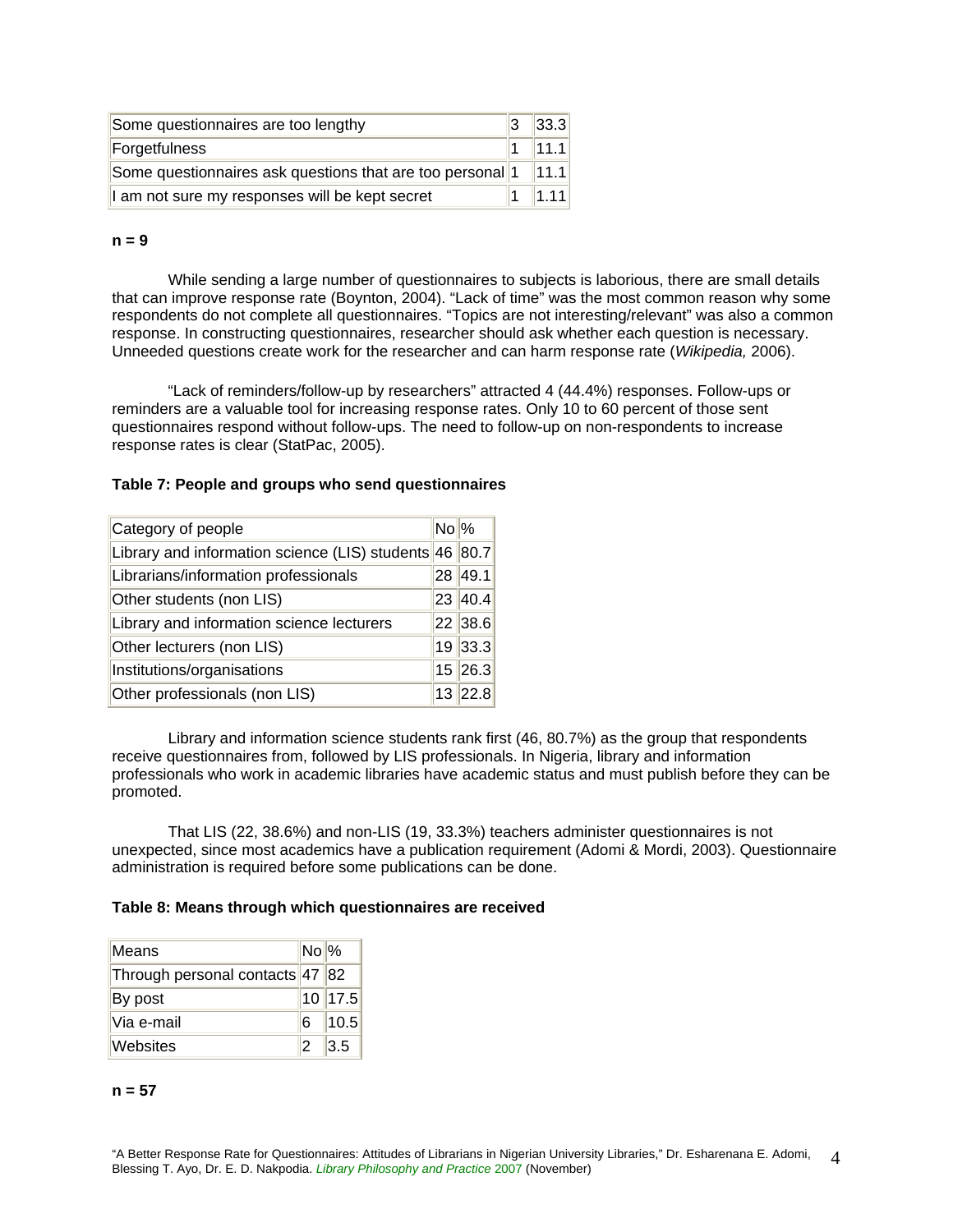| Some questionnaires are too lengthy | 3 | 33.3 |
|---|---|---|
| Forgetfulness | 1 | 11.1 |
| Some questionnaires ask questions that are too personal | 1 | 11.1 |
| I am not sure my responses will be kept secret | 1 | 1.11 |

**n = 9**

While sending a large number of questionnaires to subjects is laborious, there are small details that can improve response rate (Boynton, 2004). “Lack of time” was the most common reason why some respondents do not complete all questionnaires. “Topics are not interesting/relevant” was also a common response. In constructing questionnaires, researcher should ask whether each question is necessary. Unneeded questions create work for the researcher and can harm response rate (*Wikipedia,* 2006).

“Lack of reminders/follow-up by researchers” attracted 4 (44.4%) responses. Follow-ups or reminders are a valuable tool for increasing response rates. Only 10 to 60 percent of those sent questionnaires respond without follow-ups. The need to follow-up on non-respondents to increase response rates is clear (StatPac, 2005).

**Table 7: People and groups who send questionnaires**

| Category of people | No | % |
|---|---|---|
| Library and information science (LIS) students | 46 | 80.7 |
| Librarians/information professionals | 28 | 49.1 |
| Other students (non LIS) | 23 | 40.4 |
| Library and information science lecturers | 22 | 38.6 |
| Other lecturers (non LIS) | 19 | 33.3 |
| Institutions/organisations | 15 | 26.3 |
| Other professionals (non LIS) | 13 | 22.8 |

Library and information science students rank first (46, 80.7%) as the group that respondents receive questionnaires from, followed by LIS professionals. In Nigeria, library and information professionals who work in academic libraries have academic status and must publish before they can be promoted.

That LIS (22, 38.6%) and non-LIS (19, 33.3%) teachers administer questionnaires is not unexpected, since most academics have a publication requirement (Adomi & Mordi, 2003). Questionnaire administration is required before some publications can be done.

**Table 8: Means through which questionnaires are received**

| Means | No | % |
|---|---|---|
| Through personal contacts | 47 | 82 |
| By post | 10 | 17.5 |
| Via e-mail | 6 | 10.5 |
| Websites | 2 | 3.5 |

**n = 57**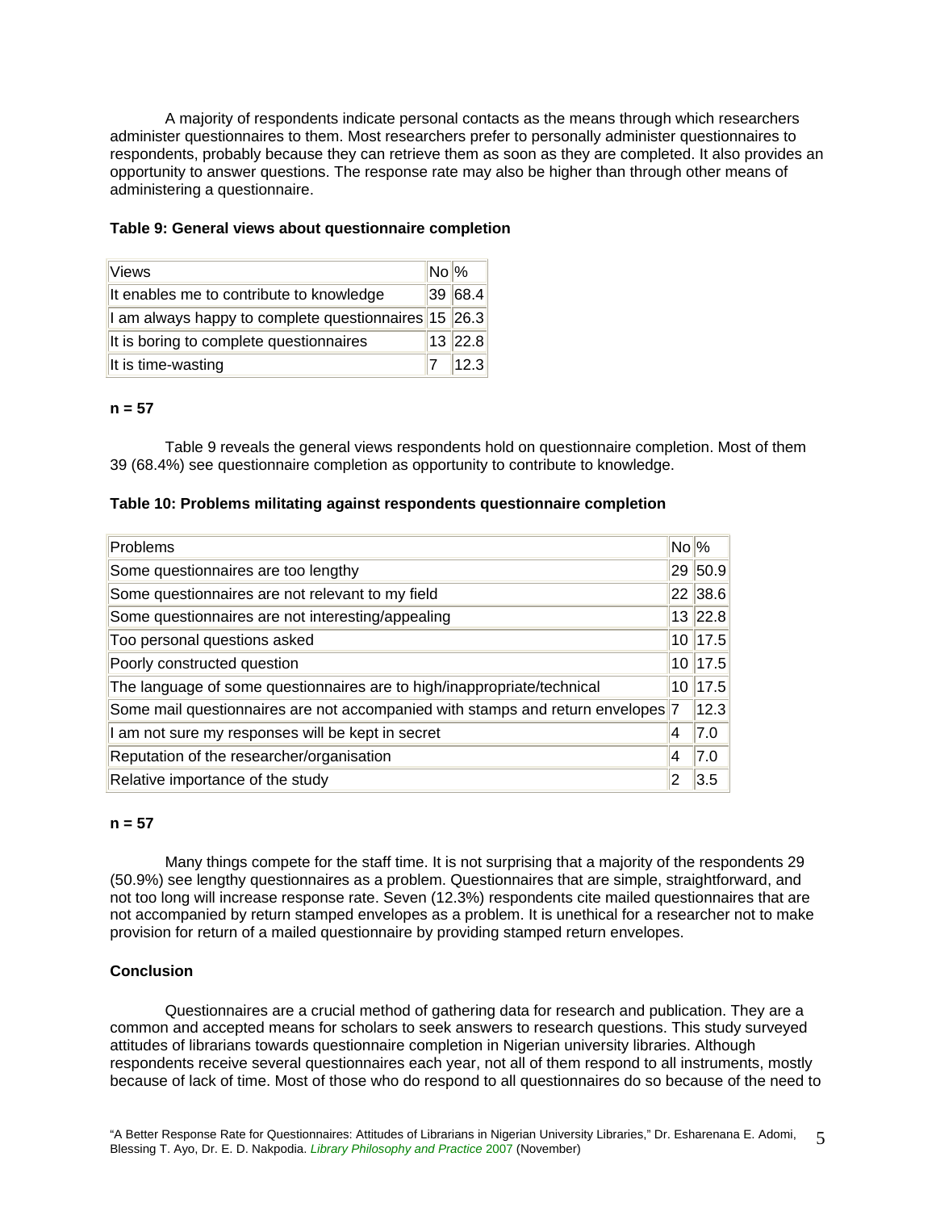A majority of respondents indicate personal contacts as the means through which researchers administer questionnaires to them. Most researchers prefer to personally administer questionnaires to respondents, probably because they can retrieve them as soon as they are completed. It also provides an opportunity to answer questions. The response rate may also be higher than through other means of administering a questionnaire.

**Table 9: General views about questionnaire completion**

| Views | No | % |
|---|---|---|
| It enables me to contribute to knowledge | 39 | 68.4 |
| I am always happy to complete questionnaires | 15 | 26.3 |
| It is boring to complete questionnaires | 13 | 22.8 |
| It is time-wasting | 7 | 12.3 |

**n = 57**

Table 9 reveals the general views respondents hold on questionnaire completion. Most of them 39 (68.4%) see questionnaire completion as opportunity to contribute to knowledge.

**Table 10: Problems militating against respondents questionnaire completion**

| Problems | No | % |
|---|---|---|
| Some questionnaires are too lengthy | 29 | 50.9 |
| Some questionnaires are not relevant to my field | 22 | 38.6 |
| Some questionnaires are not interesting/appealing | 13 | 22.8 |
| Too personal questions asked | 10 | 17.5 |
| Poorly constructed question | 10 | 17.5 |
| The language of some questionnaires are to high/inappropriate/technical | 10 | 17.5 |
| Some mail questionnaires are not accompanied with stamps and return envelopes | 7 | 12.3 |
| I am not sure my responses will be kept in secret | 4 | 7.0 |
| Reputation of the researcher/organisation | 4 | 7.0 |
| Relative importance of the study | 2 | 3.5 |

**n = 57**

Many things compete for the staff time. It is not surprising that a majority of the respondents 29 (50.9%) see lengthy questionnaires as a problem. Questionnaires that are simple, straightforward, and not too long will increase response rate. Seven (12.3%) respondents cite mailed questionnaires that are not accompanied by return stamped envelopes as a problem. It is unethical for a researcher not to make provision for return of a mailed questionnaire by providing stamped return envelopes.

**Conclusion**

Questionnaires are a crucial method of gathering data for research and publication. They are a common and accepted means for scholars to seek answers to research questions. This study surveyed attitudes of librarians towards questionnaire completion in Nigerian university libraries. Although respondents receive several questionnaires each year, not all of them respond to all instruments, mostly because of lack of time. Most of those who do respond to all questionnaires do so because of the need to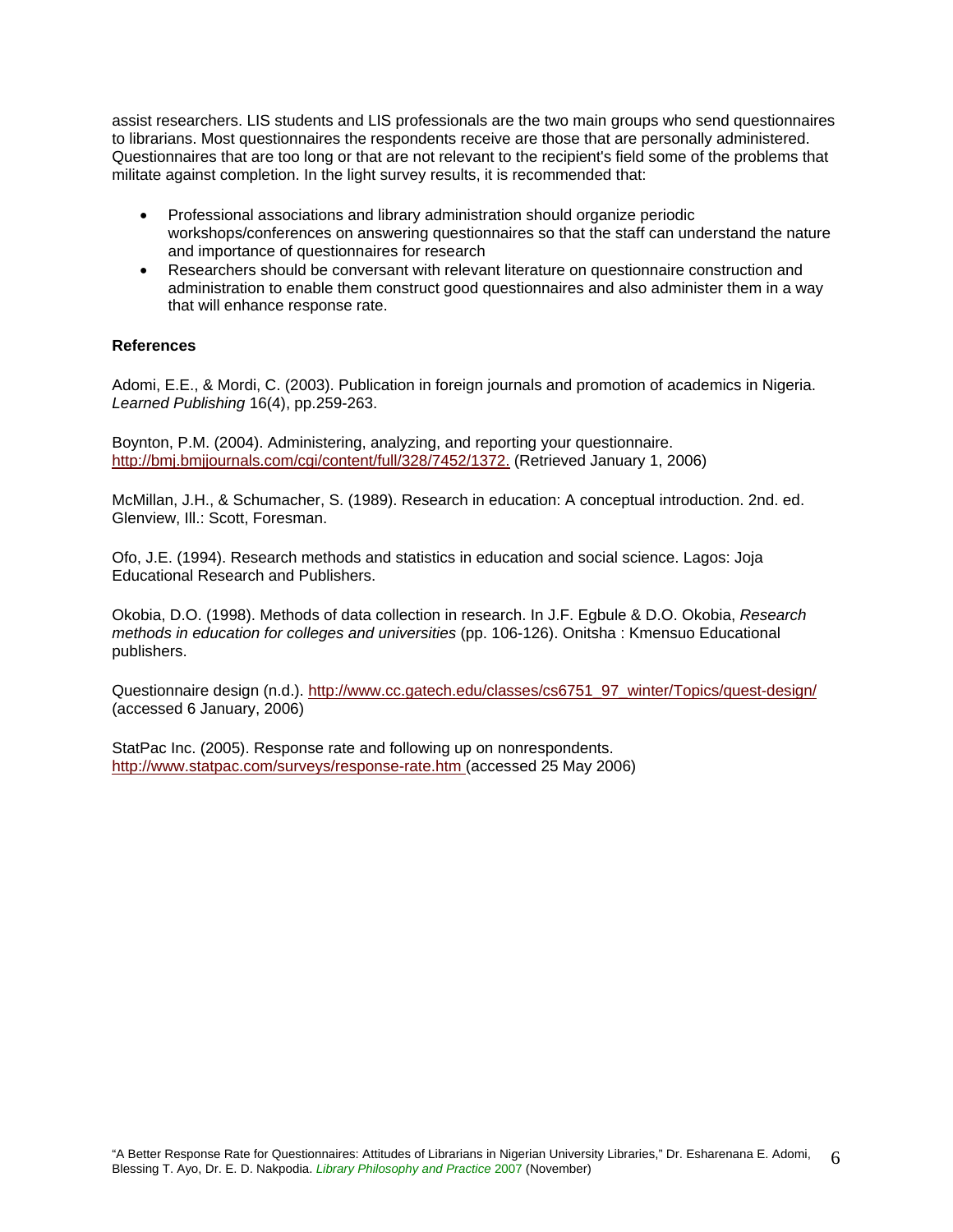assist researchers. LIS students and LIS professionals are the two main groups who send questionnaires to librarians. Most questionnaires the respondents receive are those that are personally administered. Questionnaires that are too long or that are not relevant to the recipient's field some of the problems that militate against completion. In the light survey results, it is recommended that:

- Professional associations and library administration should organize periodic workshops/conferences on answering questionnaires so that the staff can understand the nature and importance of questionnaires for research
- Researchers should be conversant with relevant literature on questionnaire construction and administration to enable them construct good questionnaires and also administer them in a way that will enhance response rate.

**References**

Adomi, E.E., & Mordi, C. (2003). Publication in foreign journals and promotion of academics in Nigeria. *Learned Publishing* 16(4), pp.259-263.

Boynton, P.M. (2004). Administering, analyzing, and reporting your questionnaire. http://bmj.bmjjournals.com/cgi/content/full/328/7452/1372. (Retrieved January 1, 2006)

McMillan, J.H., & Schumacher, S. (1989). Research in education: A conceptual introduction. 2nd. ed. Glenview, Ill.: Scott, Foresman.

Ofo, J.E. (1994). Research methods and statistics in education and social science. Lagos: Joja Educational Research and Publishers.

Okobia, D.O. (1998). Methods of data collection in research. In J.F. Egbule & D.O. Okobia, *Research methods in education for colleges and universities* (pp. 106-126). Onitsha : Kmensuo Educational publishers.

Questionnaire design (n.d.). http://www.cc.gatech.edu/classes/cs6751_97_winter/Topics/quest-design/ (accessed 6 January, 2006)

StatPac Inc. (2005). Response rate and following up on nonrespondents. http://www.statpac.com/surveys/response-rate.htm (accessed 25 May 2006)